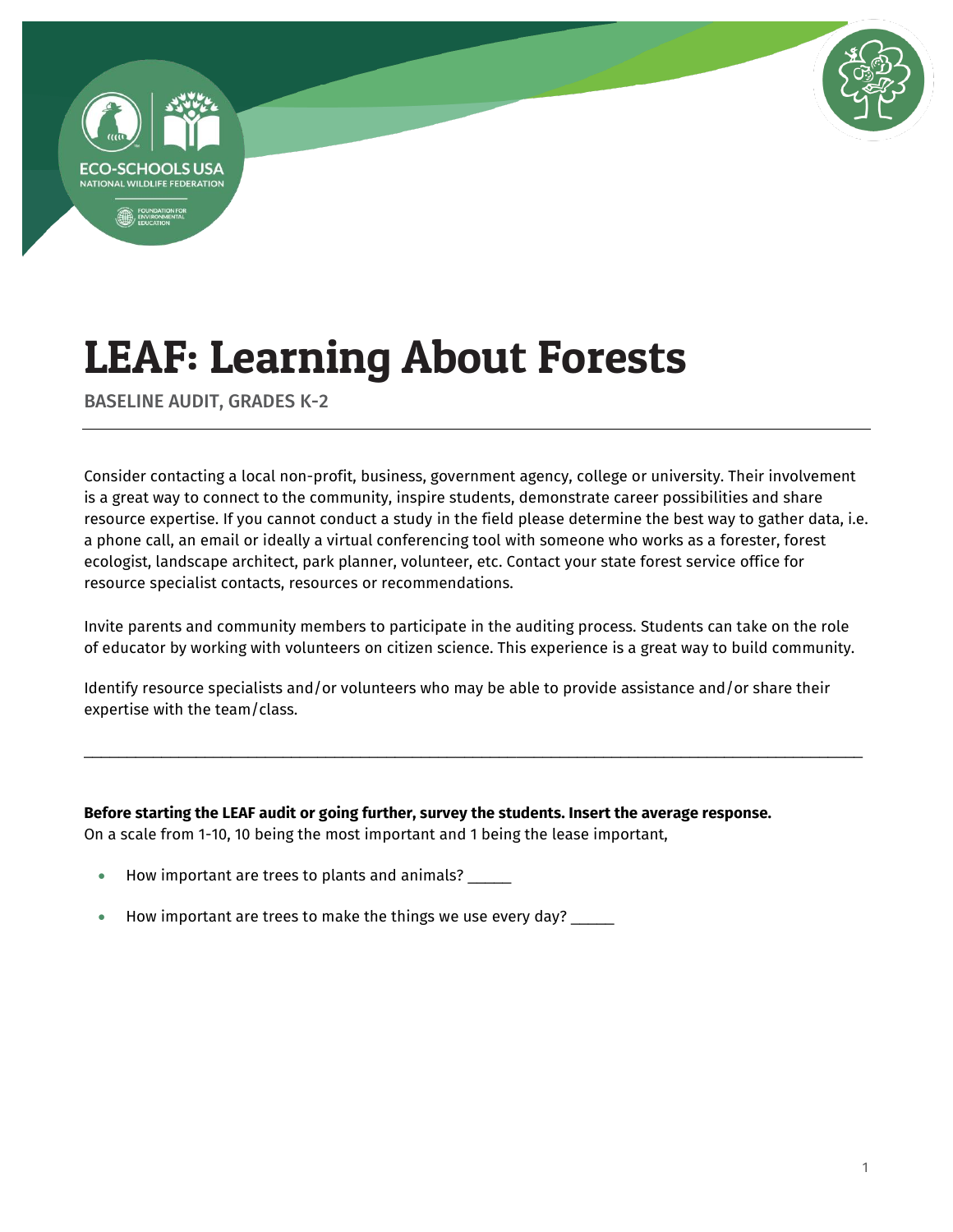# LEAF: Learning About Forests

BASELINE AUDIT, GRADES K-2

---

Consider contacting a local non-profit, business, government agency, college or university. Their involvement is a great way to connect to the community, inspire students, demonstrate career possibilities and share resource expertise. If you cannot conduct a study in the field please determine the best way to gather data, i.e. a phone call, an email or ideally a virtual conferencing tool with someone who works as a forester, forest ecologist, landscape architect, park planner, volunteer, etc. Contact your state forest service office for resource specialist contacts, resources or recommendations.

Invite parents and community members to participate in the auditing process. Students can take on the role of educator by working with volunteers on citizen science. This experience is a great way to build community.

Identify resource specialists and/or volunteers who may be able to provide assistance and/or share their expertise with the team/class.

_______________________________________________________________________________________

**Before starting the LEAF audit or going further, survey the students. Insert the average response.**
On a scale from 1-10, 10 being the most important and 1 being the lease important,

- How important are trees to plants and animals? _____
- How important are trees to make the things we use every day? _____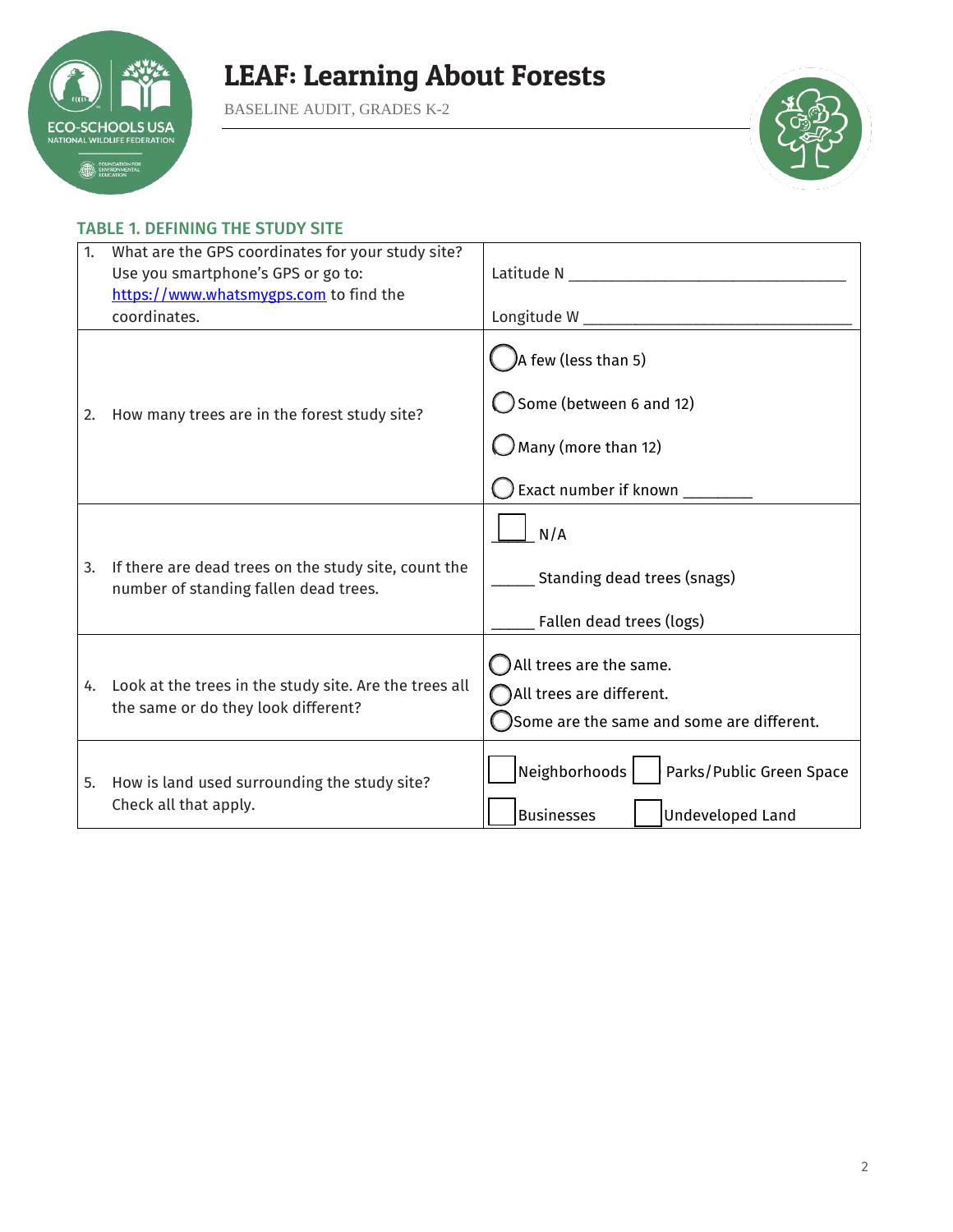# LEAF: Learning About Forests

BASELINE AUDIT, GRADES K-2

### TABLE 1. DEFINING THE STUDY SITE

| Question | Response |
| --- | --- |
| 1. What are the GPS coordinates for your study site? Use you smartphone's GPS or go to: https://www.whatsmygps.com to find the coordinates. | Latitude N ________________________________ <br> Longitude W ________________________________ |
| 2. How many trees are in the forest study site? | ◯ A few (less than 5) <br> ◯ Some (between 6 and 12) <br> ◯ Many (more than 12) <br> ◯ Exact number if known ________ |
| 3. If there are dead trees on the study site, count the number of standing fallen dead trees. | ☐ N/A <br> _____ Standing dead trees (snags) <br> _____ Fallen dead trees (logs) |
| 4. Look at the trees in the study site. Are the trees all the same or do they look different? | ◯ All trees are the same. <br> ◯ All trees are different. <br> ◯ Some are the same and some are different. |
| 5. How is land used surrounding the study site? Check all that apply. | ☐ Neighborhoods ☐ Parks/Public Green Space <br> ☐ Businesses ☐ Undeveloped Land |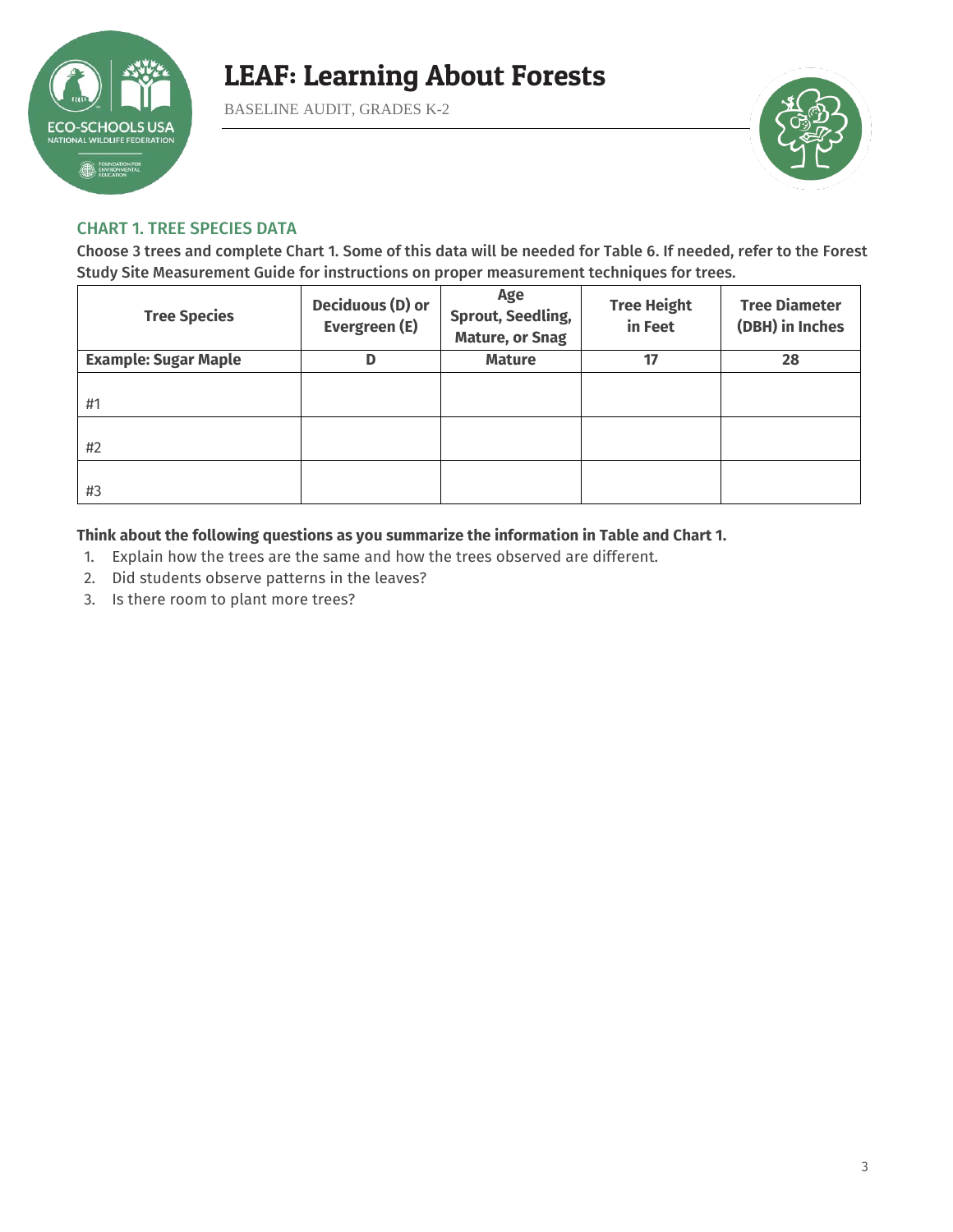# LEAF: Learning About Forests

BASELINE AUDIT, GRADES K-2

## CHART 1. TREE SPECIES DATA

**Choose 3 trees and complete Chart 1. Some of this data will be needed for Table 6. If needed, refer to the Forest Study Site Measurement Guide for instructions on proper measurement techniques for trees.**

| Tree Species | Deciduous (D) or Evergreen (E) | Age Sprout, Seedling, Mature, or Snag | Tree Height in Feet | Tree Diameter (DBH) in Inches |
|---|---|---|---|---|
| **Example: Sugar Maple** | **D** | **Mature** | **17** | **28** |
| #1 | | | | |
| #2 | | | | |
| #3 | | | | |

**Think about the following questions as you summarize the information in Table and Chart 1.**

1. Explain how the trees are the same and how the trees observed are different.
2. Did students observe patterns in the leaves?
3. Is there room to plant more trees?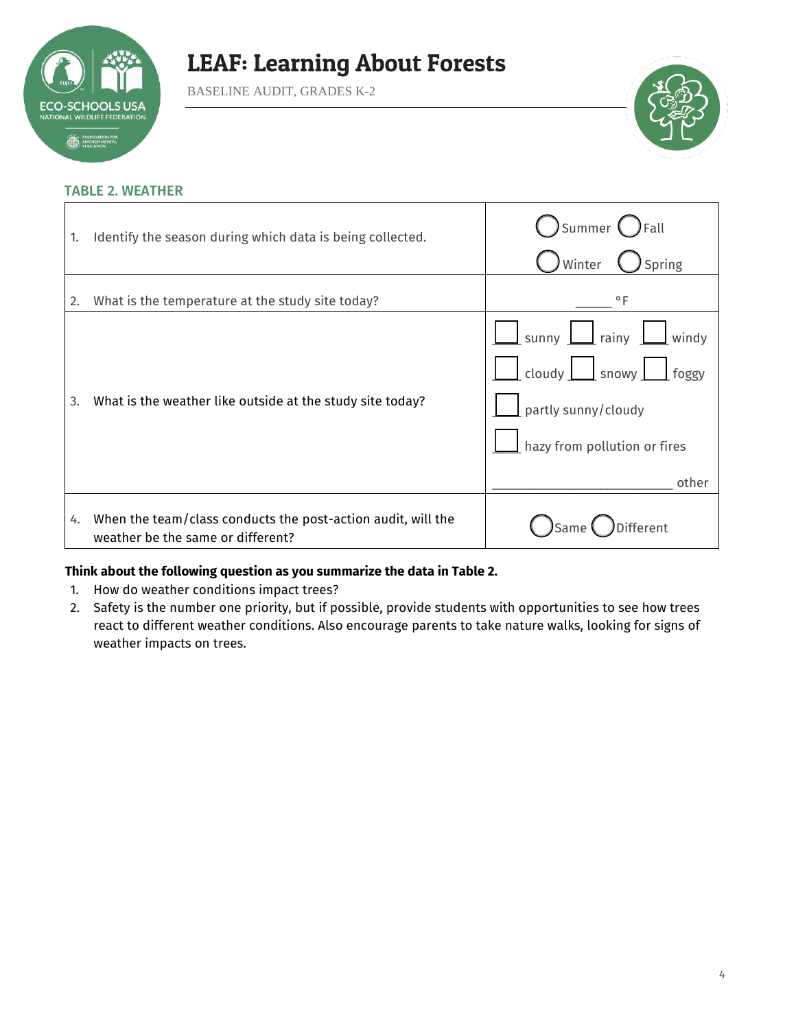# LEAF: Learning About Forests

BASELINE AUDIT, GRADES K-2

## TABLE 2. WEATHER

| | |
|---|---|
| 1. Identify the season during which data is being collected. | ◯ Summer ◯ Fall<br>◯ Winter ◯ Spring |
| 2. What is the temperature at the study site today? | _____ °F |
| 3. What is the weather like outside at the study site today? | ☐ sunny ☐ rainy ☐ windy<br>☐ cloudy ☐ snowy ☐ foggy<br>☐ partly sunny/cloudy<br>☐ hazy from pollution or fires<br>________________________ other |
| 4. When the team/class conducts the post-action audit, will the weather be the same or different? | ◯ Same ◯ Different |

**Think about the following question as you summarize the data in Table 2.**

1. How do weather conditions impact trees?
2. Safety is the number one priority, but if possible, provide students with opportunities to see how trees react to different weather conditions. Also encourage parents to take nature walks, looking for signs of weather impacts on trees.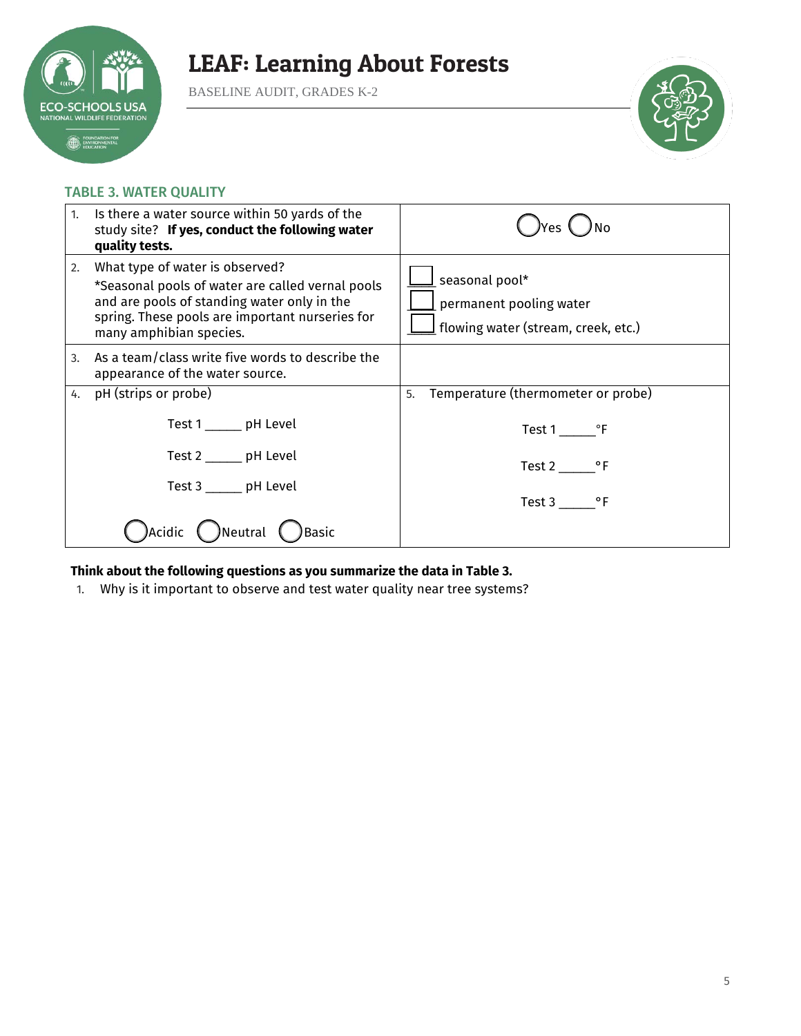# LEAF: Learning About Forests

BASELINE AUDIT, GRADES K-2

### TABLE 3. WATER QUALITY

| | |
|---|---|
| 1. Is there a water source within 50 yards of the study site? **If yes, conduct the following water quality tests.** | ◯ Yes ◯ No |
| 2. What type of water is observed?<br>*Seasonal pools of water are called vernal pools and are pools of standing water only in the spring. These pools are important nurseries for many amphibian species. | ☐ seasonal pool*<br>☐ permanent pooling water<br>☐ flowing water (stream, creek, etc.) |
| 3. As a team/class write five words to describe the appearance of the water source. | |
| 4. pH (strips or probe)<br>Test 1 _____ pH Level<br>Test 2 _____ pH Level<br>Test 3 _____ pH Level<br>◯ Acidic ◯ Neutral ◯ Basic | 5. Temperature (thermometer or probe)<br>Test 1 _____°F<br>Test 2 _____°F<br>Test 3 _____°F |

**Think about the following questions as you summarize the data in Table 3.**

1. Why is it important to observe and test water quality near tree systems?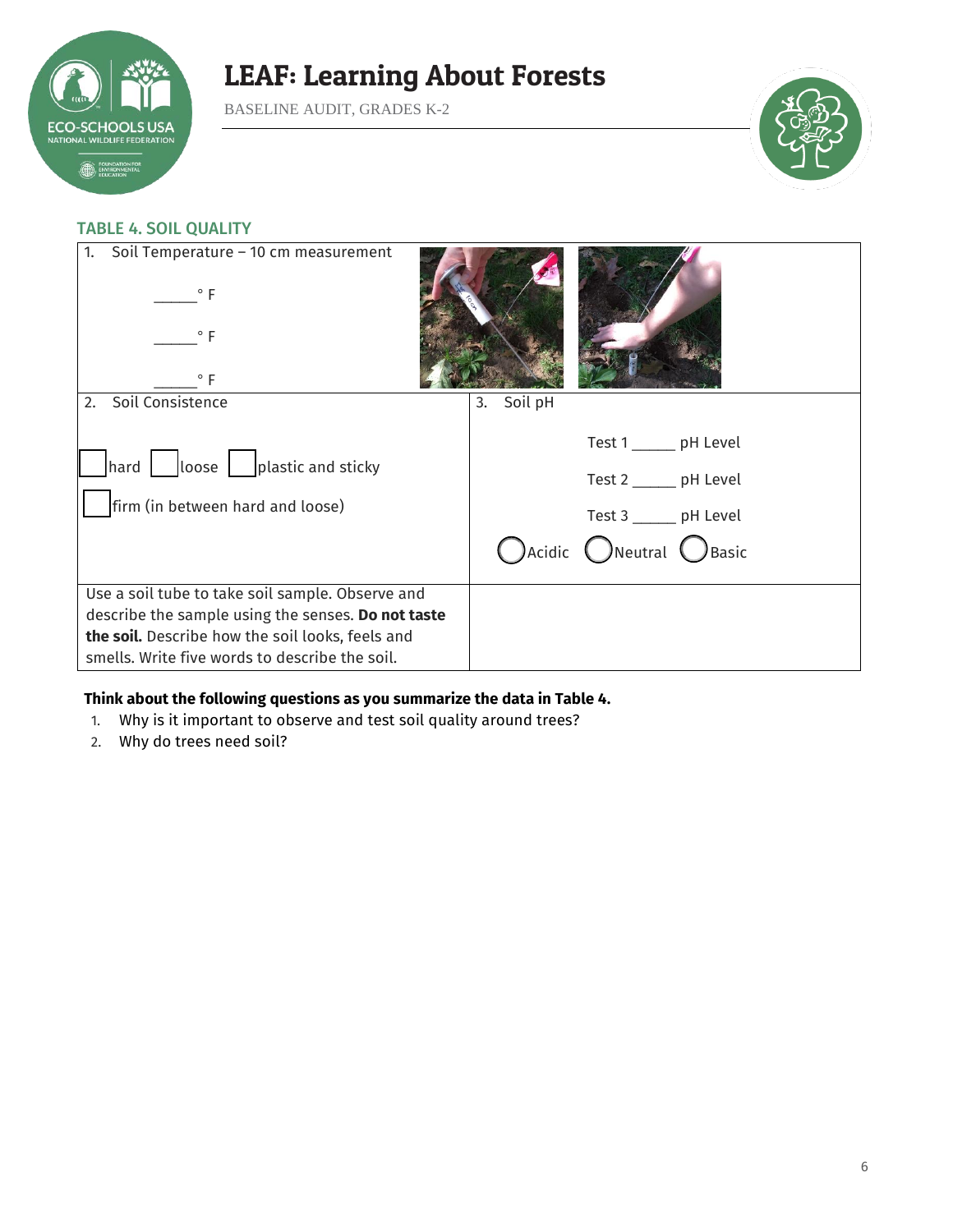## TABLE 4. SOIL QUALITY

| 1. Soil Temperature – 10 cm measurement<br><br>_____ ° F<br><br>_____ ° F<br><br>_____ ° F | |
|---|---|
| 2. Soil Consistence<br><br>☐ hard ☐ loose ☐ plastic and sticky<br><br>☐ firm (in between hard and loose) | 3. Soil pH<br><br>Test 1 _____ pH Level<br><br>Test 2 _____ pH Level<br><br>Test 3 _____ pH Level<br><br>◯ Acidic ◯ Neutral ◯ Basic |
| Use a soil tube to take soil sample. Observe and describe the sample using the senses. **Do not taste the soil.** Describe how the soil looks, feels and smells. Write five words to describe the soil. | |

**Think about the following questions as you summarize the data in Table 4.**

1. Why is it important to observe and test soil quality around trees?
2. Why do trees need soil?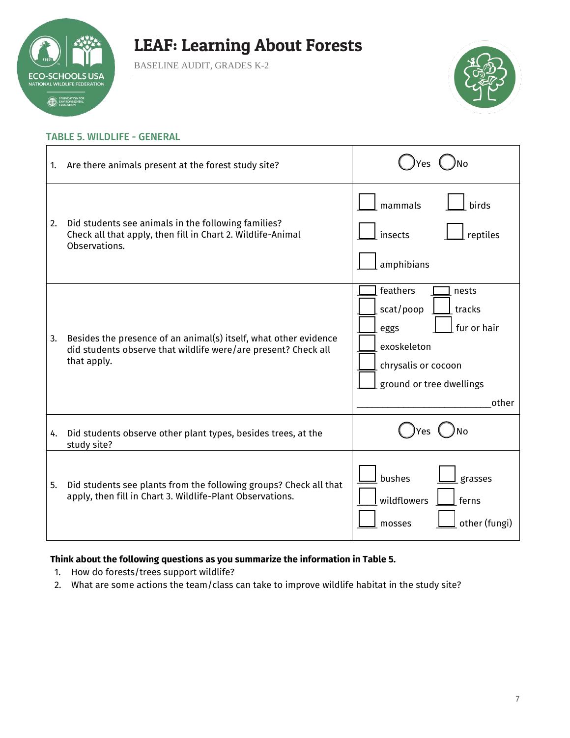# LEAF: Learning About Forests

BASELINE AUDIT, GRADES K-2

## TABLE 5. WILDLIFE - GENERAL

| Question | Response |
|---|---|
| 1. Are there animals present at the forest study site? | ◯ Yes ◯ No |
| 2. Did students see animals in the following families? Check all that apply, then fill in Chart 2. Wildlife-Animal Observations. | ☐ mammals ☐ birds<br>☐ insects ☐ reptiles<br>☐ amphibians |
| 3. Besides the presence of an animal(s) itself, what other evidence did students observe that wildlife were/are present? Check all that apply. | ☐ feathers ☐ nests<br>☐ scat/poop ☐ tracks<br>☐ eggs ☐ fur or hair<br>☐ exoskeleton<br>☐ chrysalis or cocoon<br>☐ ground or tree dwellings<br>__________________________other |
| 4. Did students observe other plant types, besides trees, at the study site? | ◯ Yes ◯ No |
| 5. Did students see plants from the following groups? Check all that apply, then fill in Chart 3. Wildlife-Plant Observations. | ☐ bushes ☐ grasses<br>☐ wildflowers ☐ ferns<br>☐ mosses ☐ other (fungi) |

**Think about the following questions as you summarize the information in Table 5.**

1. How do forests/trees support wildlife?
2. What are some actions the team/class can take to improve wildlife habitat in the study site?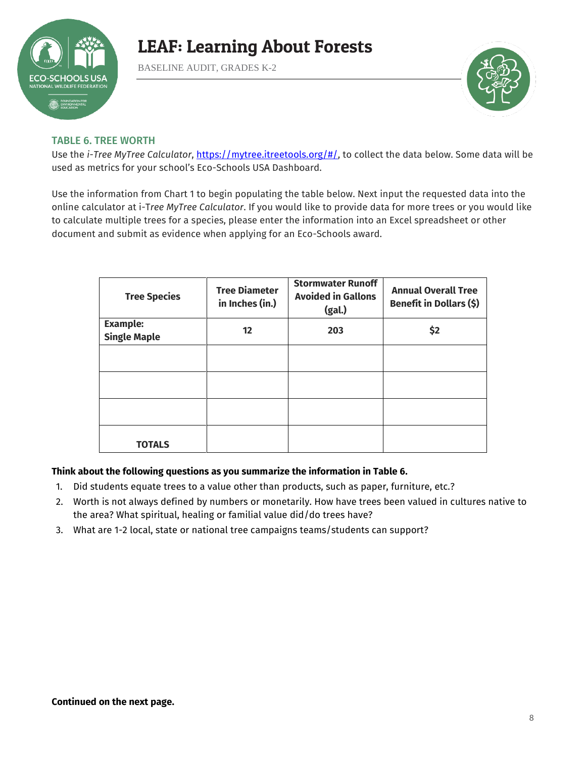## TABLE 6. TREE WORTH

Use the *i-Tree MyTree Calculator*, https://mytree.itreetools.org/#/, to collect the data below. Some data will be used as metrics for your school's Eco-Schools USA Dashboard.

Use the information from Chart 1 to begin populating the table below. Next input the requested data into the online calculator at i-T*ree MyTree Calculator*. If you would like to provide data for more trees or you would like to calculate multiple trees for a species, please enter the information into an Excel spreadsheet or other document and submit as evidence when applying for an Eco-Schools award.

| Tree Species | Tree Diameter in Inches (in.) | Stormwater Runoff Avoided in Gallons (gal.) | Annual Overall Tree Benefit in Dollars ($) |
|---|---|---|---|
| **Example: Single Maple** | **12** | **203** | **$2** |
| | | | |
| | | | |
| | | | |
| **TOTALS** | | | |

**Think about the following questions as you summarize the information in Table 6.**

1. Did students equate trees to a value other than products, such as paper, furniture, etc.?
2. Worth is not always defined by numbers or monetarily. How have trees been valued in cultures native to the area? What spiritual, healing or familial value did/do trees have?
3. What are 1-2 local, state or national tree campaigns teams/students can support?

**Continued on the next page.**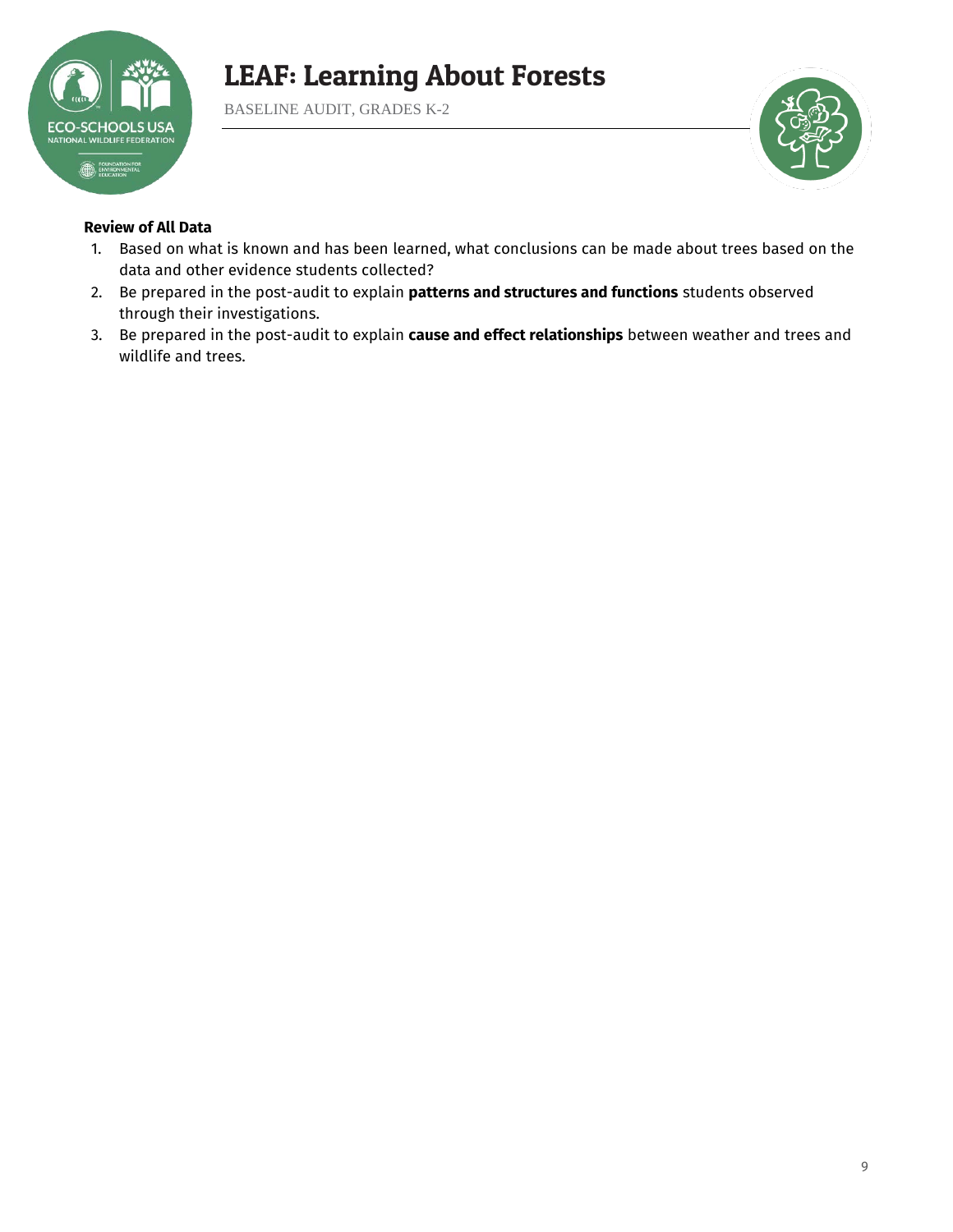**Review of All Data**

1. Based on what is known and has been learned, what conclusions can be made about trees based on the data and other evidence students collected?
2. Be prepared in the post-audit to explain **patterns and structures and functions** students observed through their investigations.
3. Be prepared in the post-audit to explain **cause and effect relationships** between weather and trees and wildlife and trees.